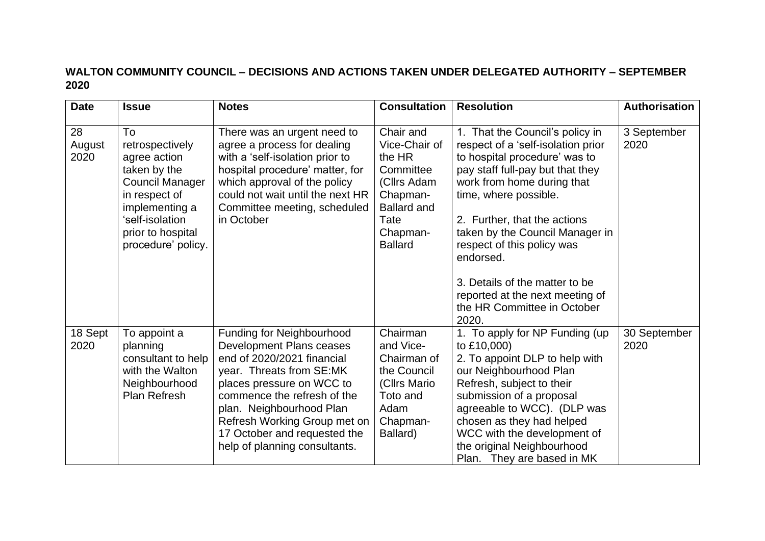**WALTON COMMUNITY COUNCIL – DECISIONS AND ACTIONS TAKEN UNDER DELEGATED AUTHORITY – SEPTEMBER 2020**

| Date | Issue | Notes | Consultation | Resolution | Authorisation |
|---|---|---|---|---|---|
| 28 August 2020 | To retrospectively agree action taken by the Council Manager in respect of implementing a 'self-isolation prior to hospital procedure' policy. | There was an urgent need to agree a process for dealing with a 'self-isolation prior to hospital procedure' matter, for which approval of the policy could not wait until the next HR Committee meeting, scheduled in October | Chair and Vice-Chair of the HR Committee (Cllrs Adam Chapman-Ballard and Tate Chapman-Ballard | 1. That the Council's policy in respect of a 'self-isolation prior to hospital procedure' was to pay staff full-pay but that they work from home during that time, where possible.<br><br>2. Further, that the actions taken by the Council Manager in respect of this policy was endorsed.<br><br>3. Details of the matter to be reported at the next meeting of the HR Committee in October 2020. | 3 September 2020 |
| 18 Sept 2020 | To appoint a planning consultant to help with the Walton Neighbourhood Plan Refresh | Funding for Neighbourhood Development Plans ceases end of 2020/2021 financial year. Threats from SE:MK places pressure on WCC to commence the refresh of the plan. Neighbourhood Plan Refresh Working Group met on 17 October and requested the help of planning consultants. | Chairman and Vice-Chairman of the Council (Cllrs Mario Toto and Adam Chapman-Ballard) | 1. To apply for NP Funding (up to £10,000)<br>2. To appoint DLP to help with our Neighbourhood Plan Refresh, subject to their submission of a proposal agreeable to WCC). (DLP was chosen as they had helped WCC with the development of the original Neighbourhood Plan. They are based in MK | 30 September 2020 |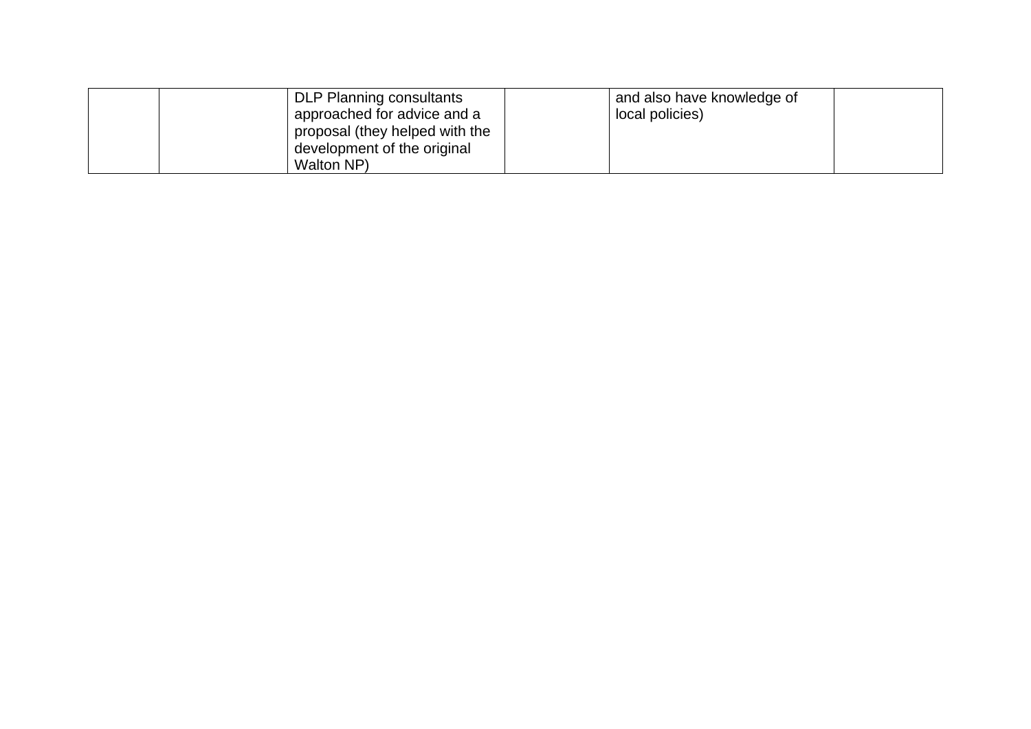| | | | | | |
|---|---|---|---|---|---|
| | | DLP Planning consultants approached for advice and a proposal (they helped with the development of the original Walton NP) | | and also have knowledge of local policies) | |